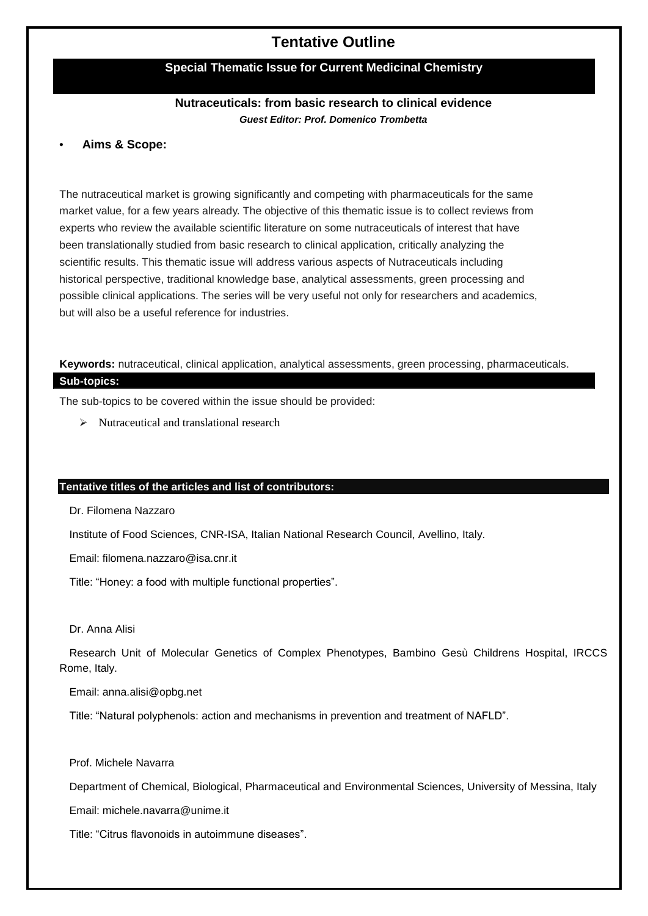# Tentative Outline

## Special Thematic Issue for Current Medicinal Chemistry

### Nutraceuticals: from basic research to clinical evidence

***Guest Editor: Prof. Domenico Trombetta***

- **Aims & Scope:**

The nutraceutical market is growing significantly and competing with pharmaceuticals for the same market value, for a few years already. The objective of this thematic issue is to collect reviews from experts who review the available scientific literature on some nutraceuticals of interest that have been translationally studied from basic research to clinical application, critically analyzing the scientific results. This thematic issue will address various aspects of Nutraceuticals including historical perspective, traditional knowledge base, analytical assessments, green processing and possible clinical applications. The series will be very useful not only for researchers and academics, but will also be a useful reference for industries.

**Keywords:** nutraceutical, clinical application, analytical assessments, green processing, pharmaceuticals.

**Sub-topics:**

The sub-topics to be covered within the issue should be provided:

- Nutraceutical and translational research

**Tentative titles of the articles and list of contributors:**

Dr. Filomena Nazzaro

Institute of Food Sciences, CNR-ISA, Italian National Research Council, Avellino, Italy.

Email: filomena.nazzaro@isa.cnr.it

Title: "Honey: a food with multiple functional properties".

Dr. Anna Alisi

Research Unit of Molecular Genetics of Complex Phenotypes, Bambino Gesù Childrens Hospital, IRCCS Rome, Italy.

Email: anna.alisi@opbg.net

Title: "Natural polyphenols: action and mechanisms in prevention and treatment of NAFLD".

Prof. Michele Navarra

Department of Chemical, Biological, Pharmaceutical and Environmental Sciences, University of Messina, Italy

Email: michele.navarra@unime.it

Title: "Citrus flavonoids in autoimmune diseases".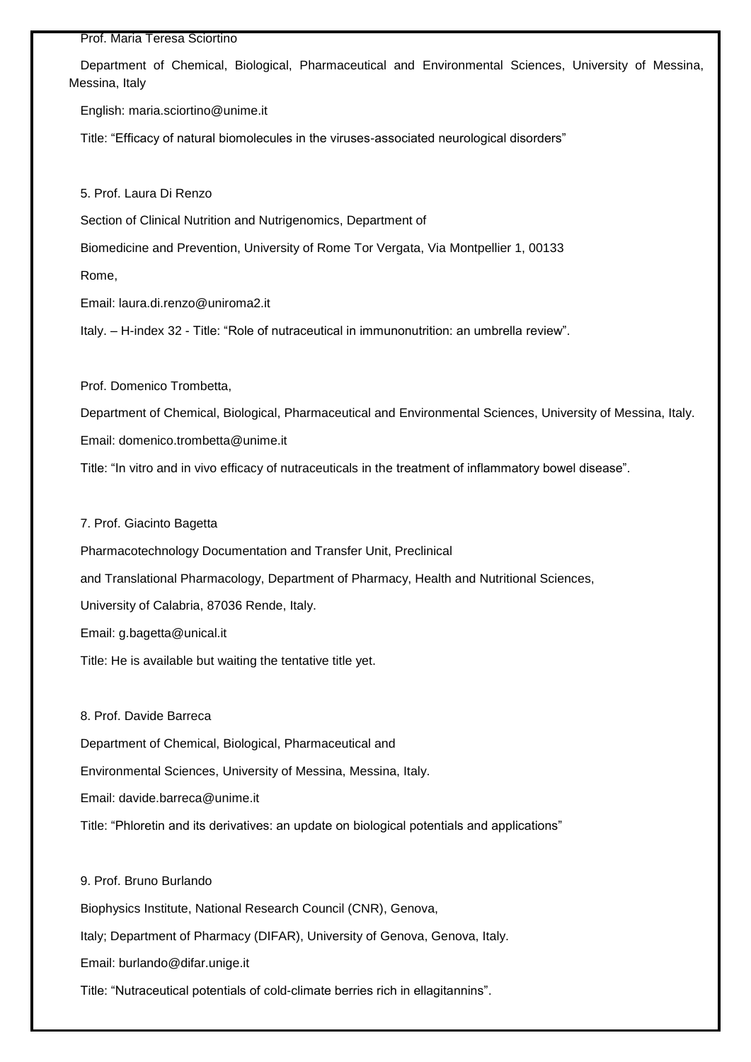Prof. Maria Teresa Sciortino

Department of Chemical, Biological, Pharmaceutical and Environmental Sciences, University of Messina, Messina, Italy

English: maria.sciortino@unime.it

Title: "Efficacy of natural biomolecules in the viruses-associated neurological disorders"

5. Prof. Laura Di Renzo

Section of Clinical Nutrition and Nutrigenomics, Department of

Biomedicine and Prevention, University of Rome Tor Vergata, Via Montpellier 1, 00133

Rome,

Email: laura.di.renzo@uniroma2.it

Italy. – H-index 32 - Title: "Role of nutraceutical in immunonutrition: an umbrella review".

Prof. Domenico Trombetta,

Department of Chemical, Biological, Pharmaceutical and Environmental Sciences, University of Messina, Italy.

Email: domenico.trombetta@unime.it

Title: "In vitro and in vivo efficacy of nutraceuticals in the treatment of inflammatory bowel disease".

7. Prof. Giacinto Bagetta

Pharmacotechnology Documentation and Transfer Unit, Preclinical

and Translational Pharmacology, Department of Pharmacy, Health and Nutritional Sciences,

University of Calabria, 87036 Rende, Italy.

Email: g.bagetta@unical.it

Title: He is available but waiting the tentative title yet.

8. Prof. Davide Barreca

Department of Chemical, Biological, Pharmaceutical and

Environmental Sciences, University of Messina, Messina, Italy.

Email: davide.barreca@unime.it

Title: "Phloretin and its derivatives: an update on biological potentials and applications"

9. Prof. Bruno Burlando

Biophysics Institute, National Research Council (CNR), Genova,

Italy; Department of Pharmacy (DIFAR), University of Genova, Genova, Italy.

Email: burlando@difar.unige.it

Title: "Nutraceutical potentials of cold-climate berries rich in ellagitannins".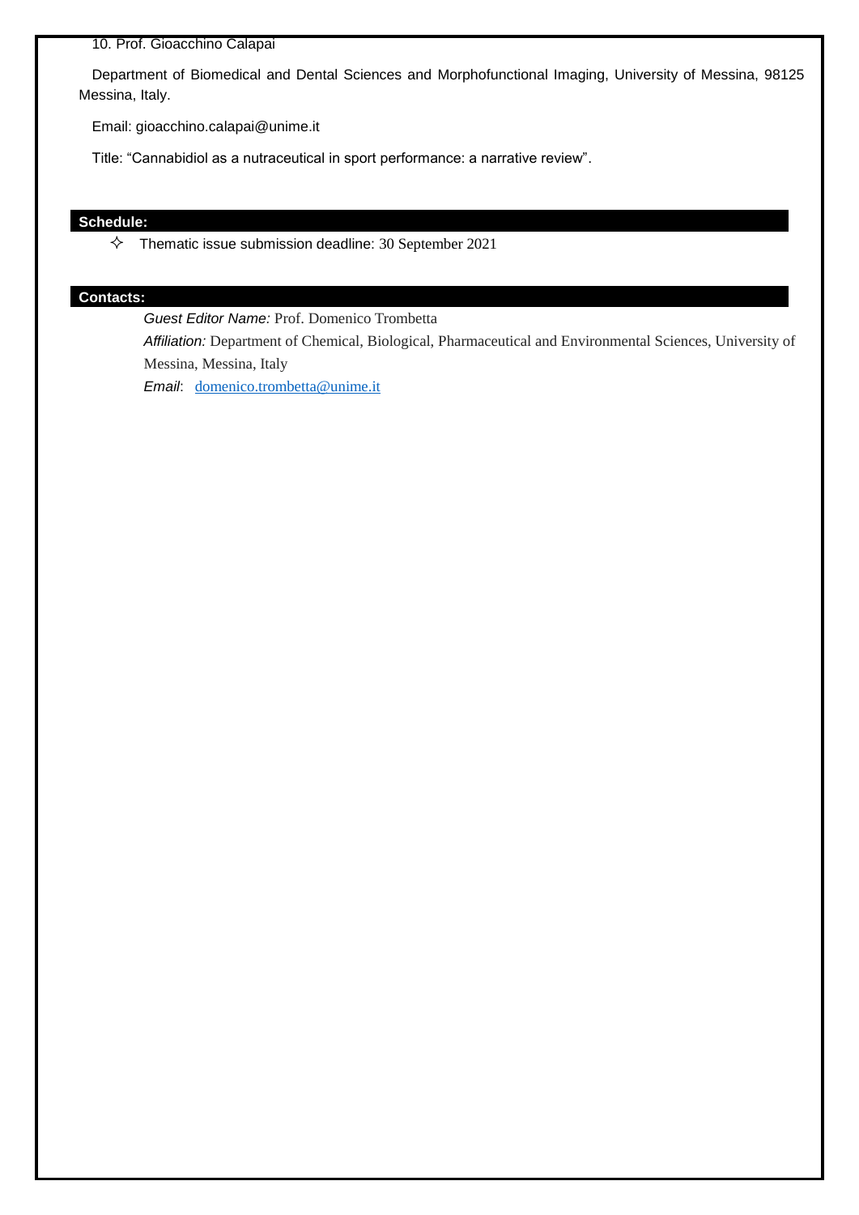10. Prof. Gioacchino Calapai

Department of Biomedical and Dental Sciences and Morphofunctional Imaging, University of Messina, 98125 Messina, Italy.

Email: gioacchino.calapai@unime.it

Title: "Cannabidiol as a nutraceutical in sport performance: a narrative review".

## Schedule:

- Thematic issue submission deadline: 30 September 2021

## Contacts:

*Guest Editor Name:* Prof. Domenico Trombetta

*Affiliation:* Department of Chemical, Biological, Pharmaceutical and Environmental Sciences, University of Messina, Messina, Italy

*Email*: domenico.trombetta@unime.it